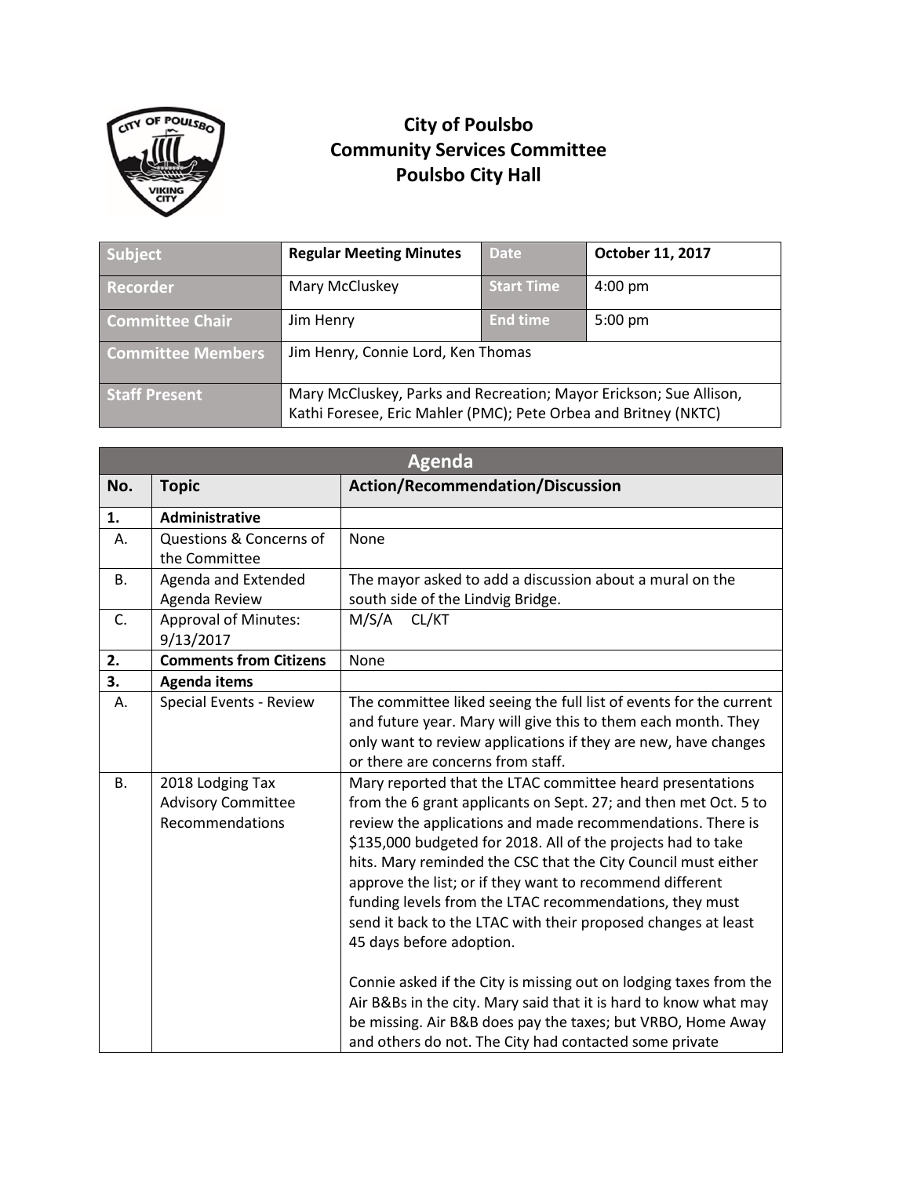# City of Poulsbo
# Community Services Committee
# Poulsbo City Hall

| Subject | Regular Meeting Minutes | Date | October 11, 2017 |
|---|---|---|---|
| Recorder | Mary McCluskey | Start Time | 4:00 pm |
| Committee Chair | Jim Henry | End time | 5:00 pm |
| Committee Members | Jim Henry, Connie Lord, Ken Thomas | | |
| Staff Present | Mary McCluskey, Parks and Recreation; Mayor Erickson; Sue Allison, Kathi Foresee, Eric Mahler (PMC); Pete Orbea and Britney (NKTC) | | |

| Agenda | | |
|---|---|---|
| **No.** | **Topic** | **Action/Recommendation/Discussion** |
| **1.** | **Administrative** | |
| A. | Questions & Concerns of the Committee | None |
| B. | Agenda and Extended Agenda Review | The mayor asked to add a discussion about a mural on the south side of the Lindvig Bridge. |
| C. | Approval of Minutes: 9/13/2017 | M/S/A CL/KT |
| **2.** | **Comments from Citizens** | None |
| **3.** | **Agenda items** | |
| A. | Special Events - Review | The committee liked seeing the full list of events for the current and future year. Mary will give this to them each month. They only want to review applications if they are new, have changes or there are concerns from staff. |
| B. | 2018 Lodging Tax Advisory Committee Recommendations | Mary reported that the LTAC committee heard presentations from the 6 grant applicants on Sept. 27; and then met Oct. 5 to review the applications and made recommendations. There is $135,000 budgeted for 2018. All of the projects had to take hits. Mary reminded the CSC that the City Council must either approve the list; or if they want to recommend different funding levels from the LTAC recommendations, they must send it back to the LTAC with their proposed changes at least 45 days before adoption.<br><br>Connie asked if the City is missing out on lodging taxes from the Air B&Bs in the city. Mary said that it is hard to know what may be missing. Air B&B does pay the taxes; but VRBO, Home Away and others do not. The City had contacted some private |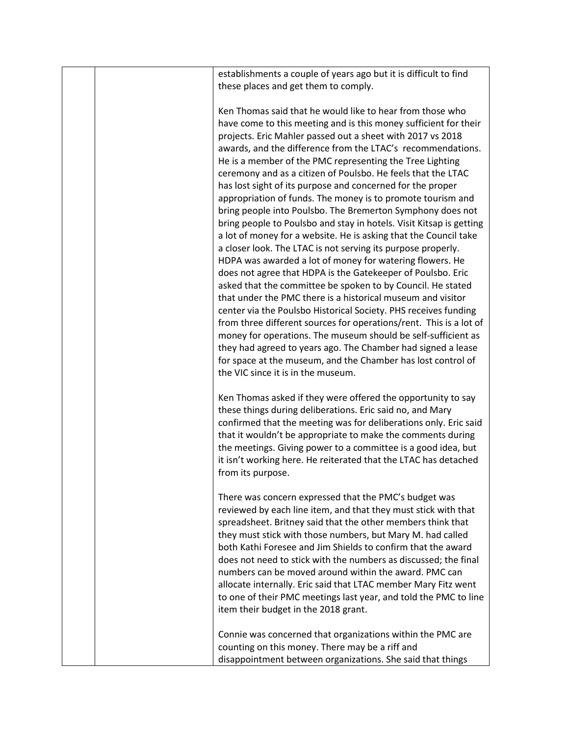establishments a couple of years ago but it is difficult to find these places and get them to comply.

Ken Thomas said that he would like to hear from those who have come to this meeting and is this money sufficient for their projects. Eric Mahler passed out a sheet with 2017 vs 2018 awards, and the difference from the LTAC's recommendations. He is a member of the PMC representing the Tree Lighting ceremony and as a citizen of Poulsbo. He feels that the LTAC has lost sight of its purpose and concerned for the proper appropriation of funds. The money is to promote tourism and bring people into Poulsbo. The Bremerton Symphony does not bring people to Poulsbo and stay in hotels. Visit Kitsap is getting a lot of money for a website. He is asking that the Council take a closer look. The LTAC is not serving its purpose properly. HDPA was awarded a lot of money for watering flowers. He does not agree that HDPA is the Gatekeeper of Poulsbo. Eric asked that the committee be spoken to by Council. He stated that under the PMC there is a historical museum and visitor center via the Poulsbo Historical Society. PHS receives funding from three different sources for operations/rent. This is a lot of money for operations. The museum should be self-sufficient as they had agreed to years ago. The Chamber had signed a lease for space at the museum, and the Chamber has lost control of the VIC since it is in the museum.

Ken Thomas asked if they were offered the opportunity to say these things during deliberations. Eric said no, and Mary confirmed that the meeting was for deliberations only. Eric said that it wouldn't be appropriate to make the comments during the meetings. Giving power to a committee is a good idea, but it isn't working here. He reiterated that the LTAC has detached from its purpose.

There was concern expressed that the PMC's budget was reviewed by each line item, and that they must stick with that spreadsheet. Britney said that the other members think that they must stick with those numbers, but Mary M. had called both Kathi Foresee and Jim Shields to confirm that the award does not need to stick with the numbers as discussed; the final numbers can be moved around within the award. PMC can allocate internally. Eric said that LTAC member Mary Fitz went to one of their PMC meetings last year, and told the PMC to line item their budget in the 2018 grant.

Connie was concerned that organizations within the PMC are counting on this money. There may be a riff and disappointment between organizations. She said that things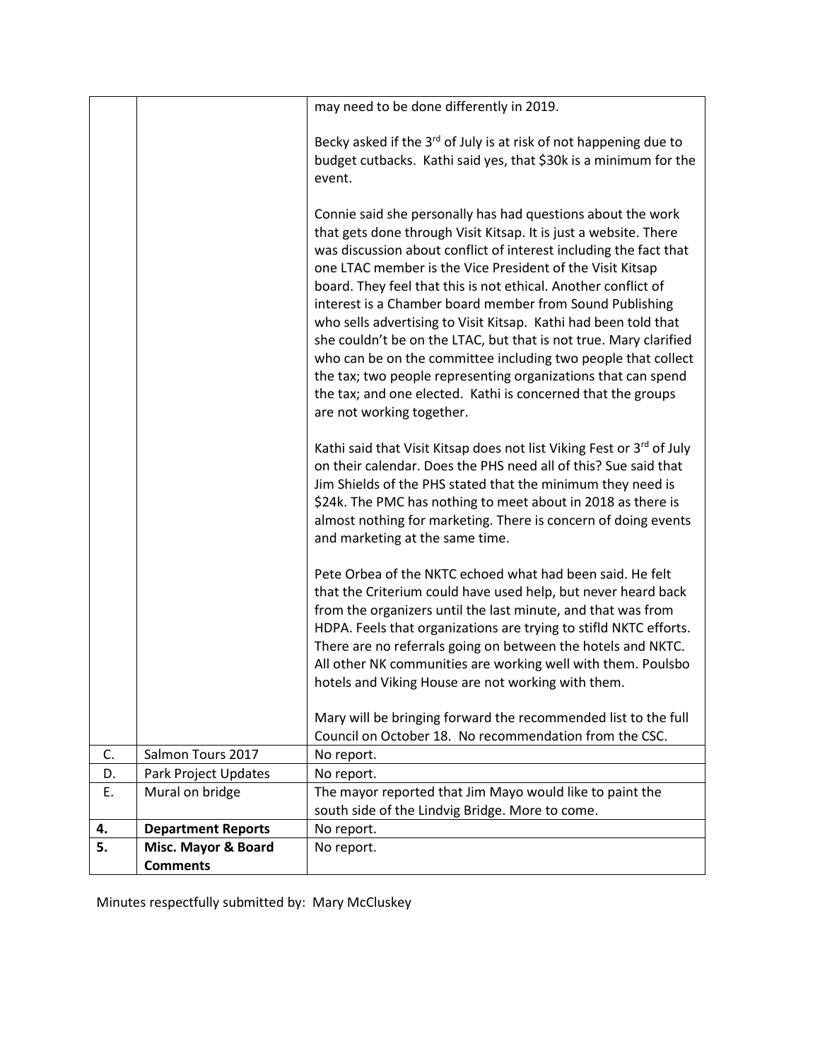| | | |
|---|---|---|
| | | may need to be done differently in 2019.<br><br>Becky asked if the 3rd of July is at risk of not happening due to budget cutbacks. Kathi said yes, that $30k is a minimum for the event.<br><br>Connie said she personally has had questions about the work that gets done through Visit Kitsap. It is just a website. There was discussion about conflict of interest including the fact that one LTAC member is the Vice President of the Visit Kitsap board. They feel that this is not ethical. Another conflict of interest is a Chamber board member from Sound Publishing who sells advertising to Visit Kitsap. Kathi had been told that she couldn't be on the LTAC, but that is not true. Mary clarified who can be on the committee including two people that collect the tax; two people representing organizations that can spend the tax; and one elected. Kathi is concerned that the groups are not working together.<br><br>Kathi said that Visit Kitsap does not list Viking Fest or 3rd of July on their calendar. Does the PHS need all of this? Sue said that Jim Shields of the PHS stated that the minimum they need is $24k. The PMC has nothing to meet about in 2018 as there is almost nothing for marketing. There is concern of doing events and marketing at the same time.<br><br>Pete Orbea of the NKTC echoed what had been said. He felt that the Criterium could have used help, but never heard back from the organizers until the last minute, and that was from HDPA. Feels that organizations are trying to stifld NKTC efforts. There are no referrals going on between the hotels and NKTC. All other NK communities are working well with them. Poulsbo hotels and Viking House are not working with them.<br><br>Mary will be bringing forward the recommended list to the full Council on October 18. No recommendation from the CSC. |
| C. | Salmon Tours 2017 | No report. |
| D. | Park Project Updates | No report. |
| E. | Mural on bridge | The mayor reported that Jim Mayo would like to paint the south side of the Lindvig Bridge. More to come. |
| **4.** | **Department Reports** | No report. |
| **5.** | **Misc. Mayor & Board Comments** | No report. |

Minutes respectfully submitted by: Mary McCluskey